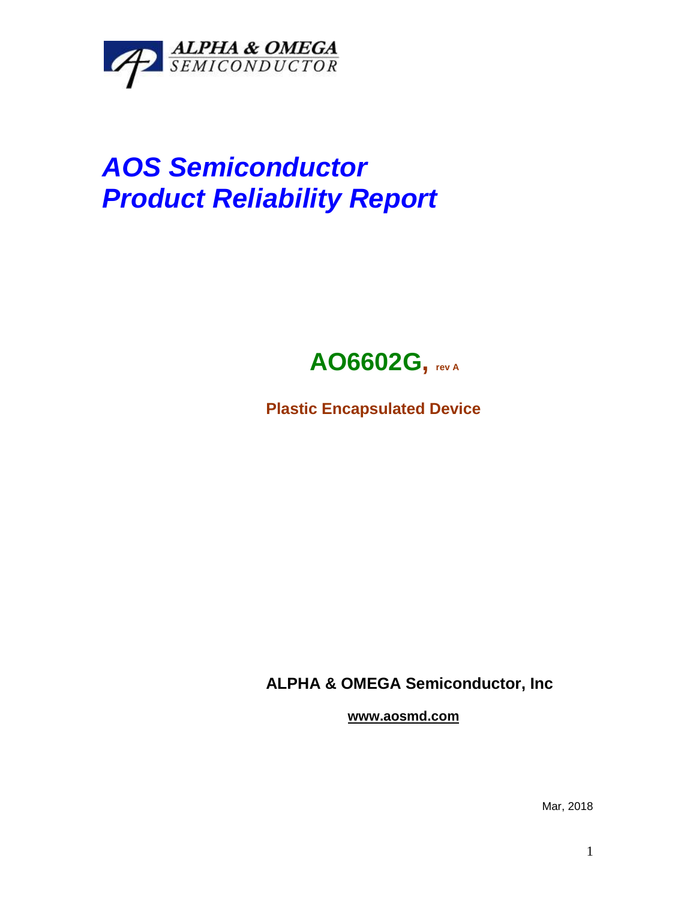ALPHA & OMEGA
SEMICONDUCTOR

# *AOS Semiconductor*
# *Product Reliability Report*

## AO6602G, rev A

**Plastic Encapsulated Device**

**ALPHA & OMEGA Semiconductor, Inc**

**www.aosmd.com**

Mar, 2018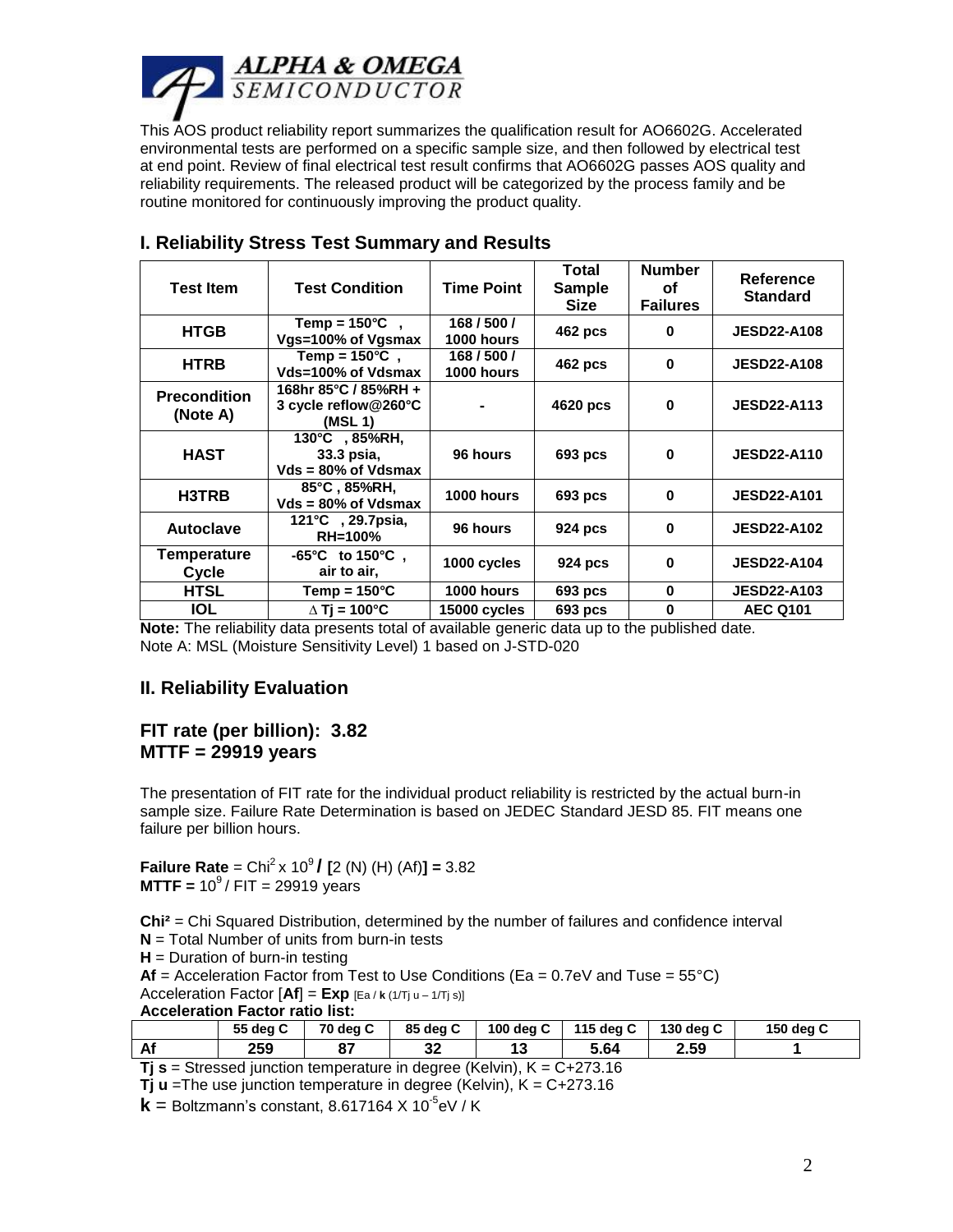ALPHA & OMEGA SEMICONDUCTOR

This AOS product reliability report summarizes the qualification result for AO6602G. Accelerated environmental tests are performed on a specific sample size, and then followed by electrical test at end point. Review of final electrical test result confirms that AO6602G passes AOS quality and reliability requirements. The released product will be categorized by the process family and be routine monitored for continuously improving the product quality.

## I. Reliability Stress Test Summary and Results

| Test Item | Test Condition | Time Point | Total Sample Size | Number of Failures | Reference Standard |
|---|---|---|---|---|---|
| **HTGB** | **Temp = 150°C , Vgs=100% of Vgsmax** | **168 / 500 / 1000 hours** | **462 pcs** | **0** | **JESD22-A108** |
| **HTRB** | **Temp = 150°C , Vds=100% of Vdsmax** | **168 / 500 / 1000 hours** | **462 pcs** | **0** | **JESD22-A108** |
| **Precondition (Note A)** | **168hr 85°C / 85%RH + 3 cycle reflow@260°C (MSL 1)** | **-** | **4620 pcs** | **0** | **JESD22-A113** |
| **HAST** | **130°C , 85%RH, 33.3 psia, Vds = 80% of Vdsmax** | **96 hours** | **693 pcs** | **0** | **JESD22-A110** |
| **H3TRB** | **85°C , 85%RH, Vds = 80% of Vdsmax** | **1000 hours** | **693 pcs** | **0** | **JESD22-A101** |
| **Autoclave** | **121°C , 29.7psia, RH=100%** | **96 hours** | **924 pcs** | **0** | **JESD22-A102** |
| **Temperature Cycle** | **-65°C to 150°C , air to air,** | **1000 cycles** | **924 pcs** | **0** | **JESD22-A104** |
| **HTSL** | **Temp = 150°C** | **1000 hours** | **693 pcs** | **0** | **JESD22-A103** |
| **IOL** | **$\Delta$ Tj = 100°C** | **15000 cycles** | **693 pcs** | **0** | **AEC Q101** |

**Note:** The reliability data presents total of available generic data up to the published date.
Note A: MSL (Moisture Sensitivity Level) 1 based on J-STD-020

## II. Reliability Evaluation

### FIT rate (per billion): 3.82
### MTTF = 29919 years

The presentation of FIT rate for the individual product reliability is restricted by the actual burn-in sample size. Failure Rate Determination is based on JEDEC Standard JESD 85. FIT means one failure per billion hours.

**Failure Rate** = $Chi^2 \times 10^9$ **/ [**2 (N) (H) (Af)**] =** 3.82
**MTTF =** $10^9$ / FIT = 29919 years

**Chi²** = Chi Squared Distribution, determined by the number of failures and confidence interval
**N** = Total Number of units from burn-in tests
**H** = Duration of burn-in testing
**Af** = Acceleration Factor from Test to Use Conditions (Ea = 0.7eV and Tuse = 55°C)
Acceleration Factor [**Af**] = **Exp** [Ea / **k** (1/Tj u – 1/Tj s)]
**Acceleration Factor ratio list:**

| | 55 deg C | 70 deg C | 85 deg C | 100 deg C | 115 deg C | 130 deg C | 150 deg C |
|---|---|---|---|---|---|---|---|
| **Af** | **259** | **87** | **32** | **13** | **5.64** | **2.59** | **1** |

**Tj s** = Stressed junction temperature in degree (Kelvin), K = C+273.16
**Tj u** =The use junction temperature in degree (Kelvin), K = C+273.16
**k** = Boltzmann's constant, 8.617164 X $10^{-5}$eV / K